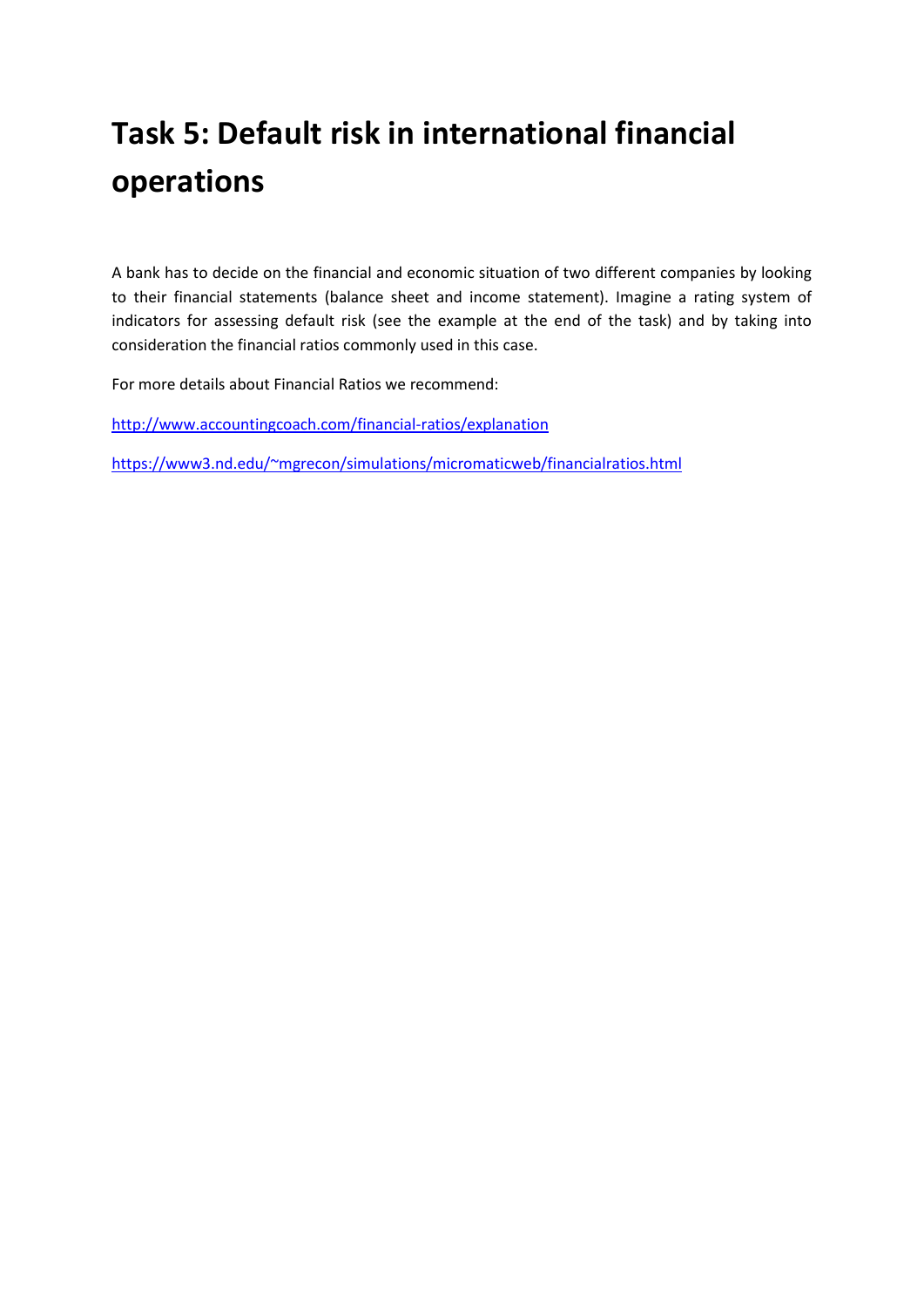# Task 5: Default risk in international financial operations

A bank has to decide on the financial and economic situation of two different companies by looking to their financial statements (balance sheet and income statement). Imagine a rating system of indicators for assessing default risk (see the example at the end of the task) and by taking into consideration the financial ratios commonly used in this case.

For more details about Financial Ratios we recommend:

http://www.accountingcoach.com/financial-ratios/explanation

https://www3.nd.edu/~mgrecon/simulations/micromaticweb/financialratios.html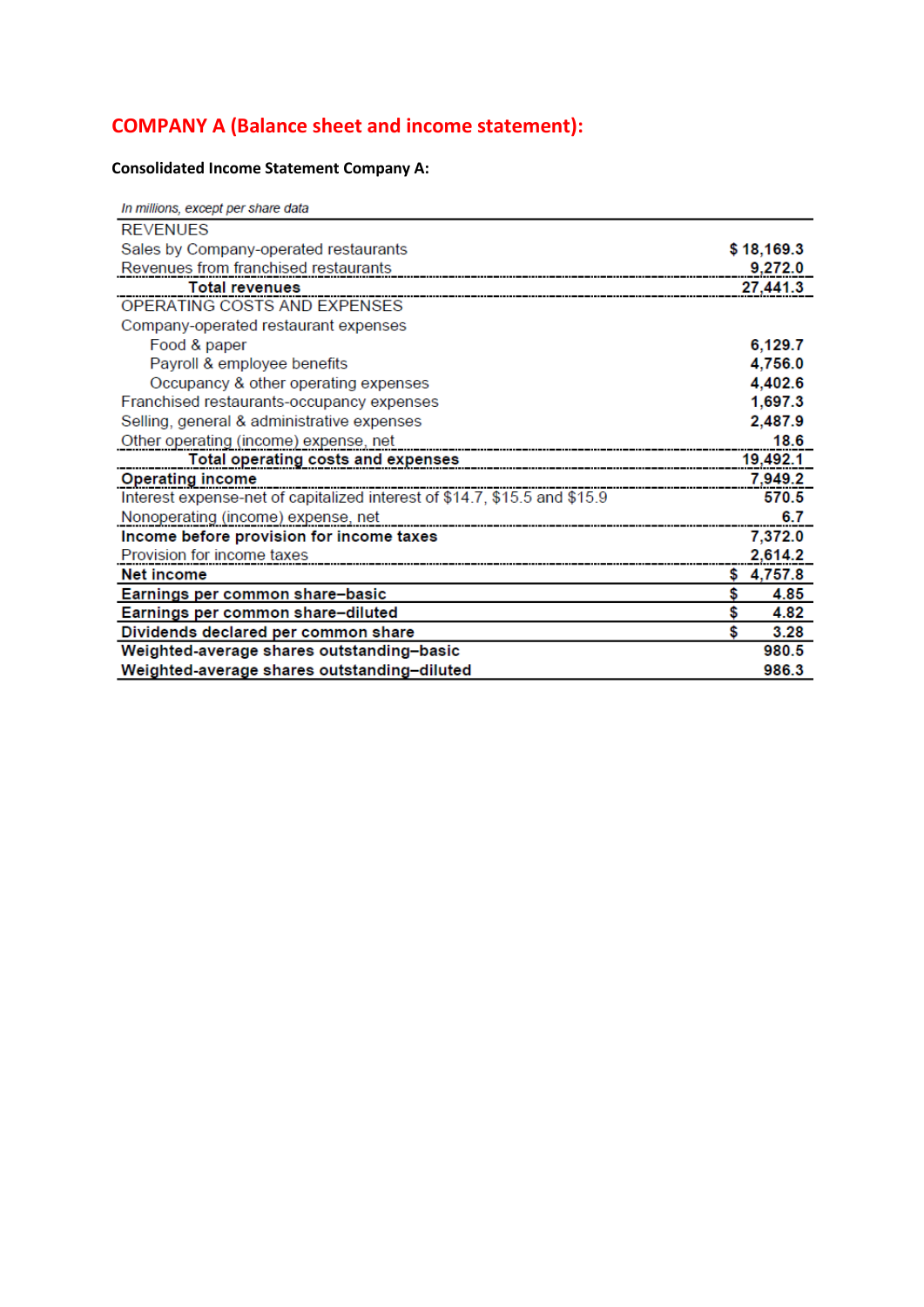## COMPANY A (Balance sheet and income statement):

**Consolidated Income Statement Company A:**

| *In millions, except per share data* | |
|---|---|
| REVENUES | |
| Sales by Company-operated restaurants | $ 18,169.3 |
| Revenues from franchised restaurants | 9,272.0 |
| **Total revenues** | **27,441.3** |
| OPERATING COSTS AND EXPENSES | |
| Company-operated restaurant expenses | |
| Food & paper | 6,129.7 |
| Payroll & employee benefits | 4,756.0 |
| Occupancy & other operating expenses | 4,402.6 |
| Franchised restaurants-occupancy expenses | 1,697.3 |
| Selling, general & administrative expenses | 2,487.9 |
| Other operating (income) expense, net | 18.6 |
| **Total operating costs and expenses** | **19,492.1** |
| **Operating income** | **7,949.2** |
| Interest expense-net of capitalized interest of $14.7, $15.5 and $15.9 | 570.5 |
| Nonoperating (income) expense, net | 6.7 |
| **Income before provision for income taxes** | **7,372.0** |
| Provision for income taxes | 2,614.2 |
| **Net income** | **$ 4,757.8** |
| **Earnings per common share–basic** | **$ 4.85** |
| **Earnings per common share–diluted** | **$ 4.82** |
| **Dividends declared per common share** | **$ 3.28** |
| **Weighted-average shares outstanding–basic** | **980.5** |
| **Weighted-average shares outstanding–diluted** | **986.3** |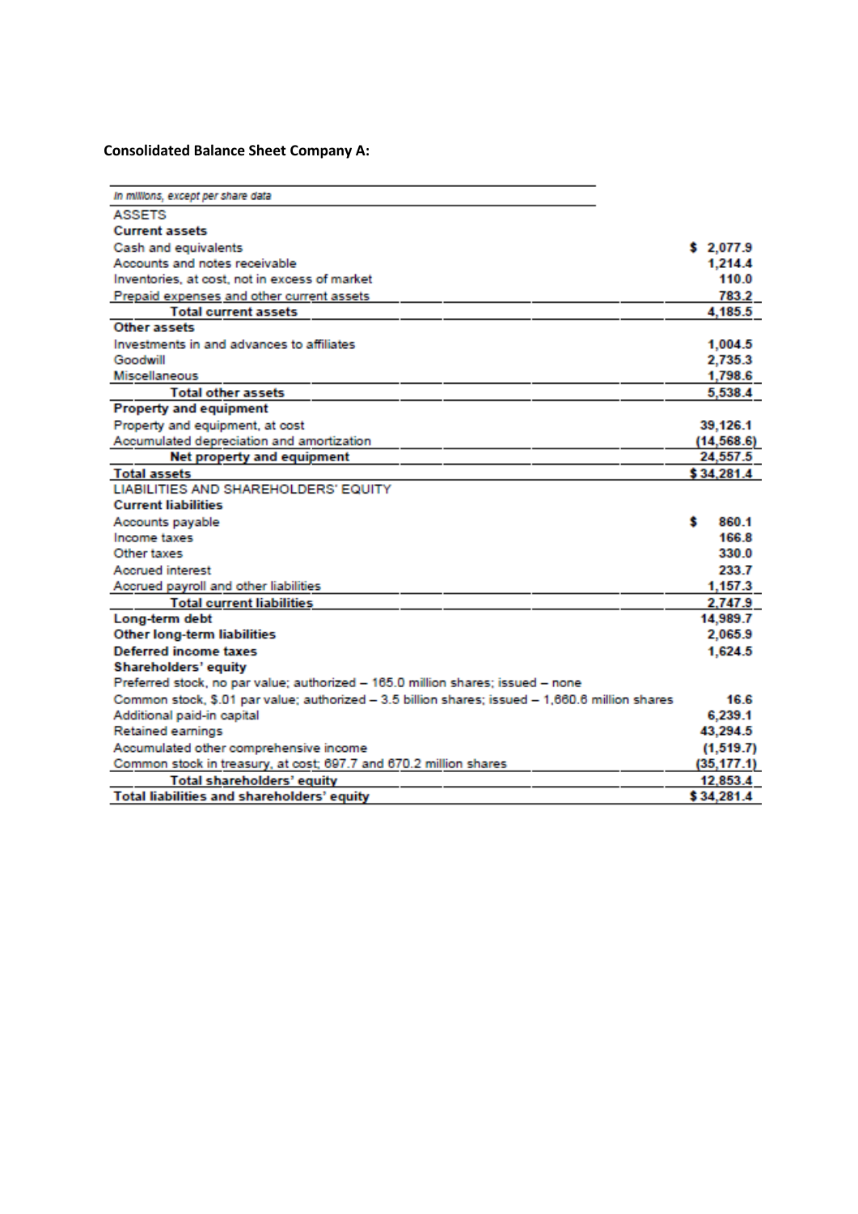**Consolidated Balance Sheet Company A:**

| *In millions, except per share data* | |
|---|---|
| ASSETS | |
| **Current assets** | |
| Cash and equivalents | $ 2,077.9 |
| Accounts and notes receivable | 1,214.4 |
| Inventories, at cost, not in excess of market | 110.0 |
| Prepaid expenses and other current assets | 783.2 |
| **Total current assets** | 4,185.5 |
| **Other assets** | |
| Investments in and advances to affiliates | 1,004.5 |
| Goodwill | 2,735.3 |
| Miscellaneous | 1,798.6 |
| **Total other assets** | 5,538.4 |
| **Property and equipment** | |
| Property and equipment, at cost | 39,126.1 |
| Accumulated depreciation and amortization | (14,568.6) |
| **Net property and equipment** | 24,557.5 |
| **Total assets** | $ 34,281.4 |
| LIABILITIES AND SHAREHOLDERS' EQUITY | |
| **Current liabilities** | |
| Accounts payable | $ 860.1 |
| Income taxes | 166.8 |
| Other taxes | 330.0 |
| Accrued interest | 233.7 |
| Accrued payroll and other liabilities | 1,157.3 |
| **Total current liabilities** | 2,747.9 |
| **Long-term debt** | 14,989.7 |
| **Other long-term liabilities** | 2,065.9 |
| **Deferred income taxes** | 1,624.5 |
| **Shareholders' equity** | |
| Preferred stock, no par value; authorized – 165.0 million shares; issued – none | |
| Common stock, $.01 par value; authorized – 3.5 billion shares; issued – 1,660.6 million shares | 16.6 |
| Additional paid-in capital | 6,239.1 |
| Retained earnings | 43,294.5 |
| Accumulated other comprehensive income | (1,519.7) |
| Common stock in treasury, at cost; 697.7 and 670.2 million shares | (35,177.1) |
| **Total shareholders' equity** | 12,853.4 |
| **Total liabilities and shareholders' equity** | $ 34,281.4 |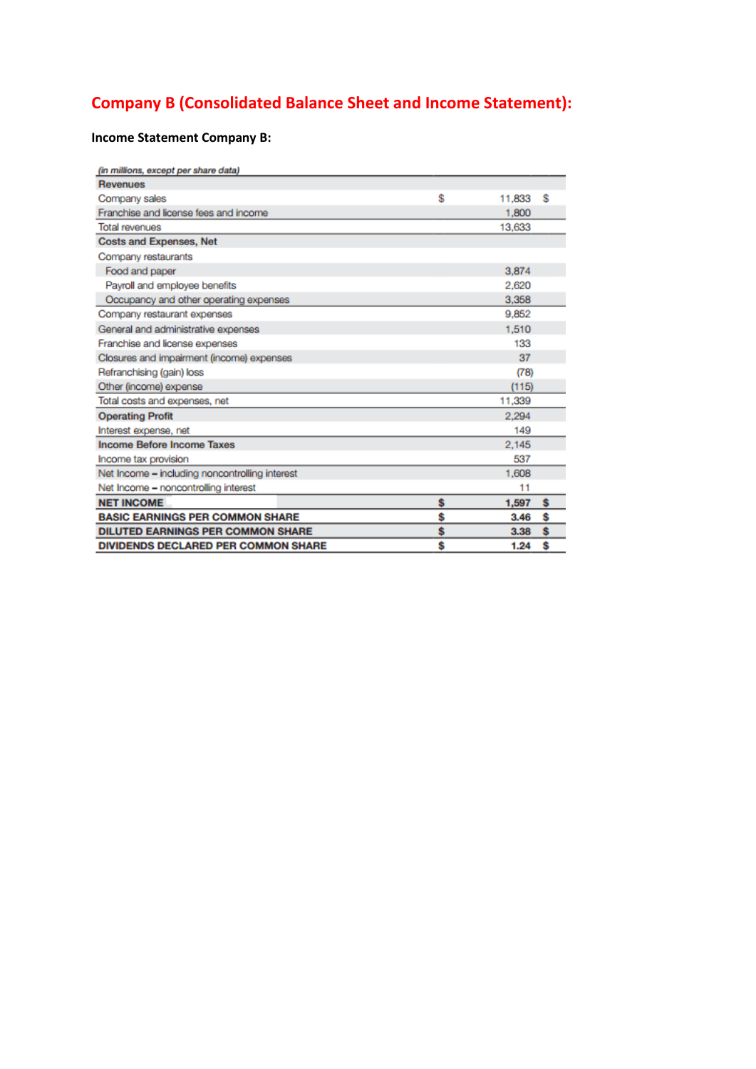# Company B (Consolidated Balance Sheet and Income Statement):

**Income Statement Company B:**

| *(in millions, except per share data)* | | | |
|---|---|---|---|
| **Revenues** | | | |
| Company sales | $ | 11,833 | $ |
| Franchise and license fees and income | | 1,800 | |
| Total revenues | | 13,633 | |
| **Costs and Expenses, Net** | | | |
| Company restaurants | | | |
| Food and paper | | 3,874 | |
| Payroll and employee benefits | | 2,620 | |
| Occupancy and other operating expenses | | 3,358 | |
| Company restaurant expenses | | 9,852 | |
| General and administrative expenses | | 1,510 | |
| Franchise and license expenses | | 133 | |
| Closures and impairment (income) expenses | | 37 | |
| Refranchising (gain) loss | | (78) | |
| Other (income) expense | | (115) | |
| Total costs and expenses, net | | 11,339 | |
| **Operating Profit** | | 2,294 | |
| Interest expense, net | | 149 | |
| **Income Before Income Taxes** | | 2,145 | |
| Income tax provision | | 537 | |
| Net Income – including noncontrolling interest | | 1,608 | |
| Net Income – noncontrolling interest | | 11 | |
| **NET INCOME** | **$** | **1,597** | **$** |
| **BASIC EARNINGS PER COMMON SHARE** | **$** | **3.46** | **$** |
| **DILUTED EARNINGS PER COMMON SHARE** | **$** | **3.38** | **$** |
| **DIVIDENDS DECLARED PER COMMON SHARE** | **$** | **1.24** | **$** |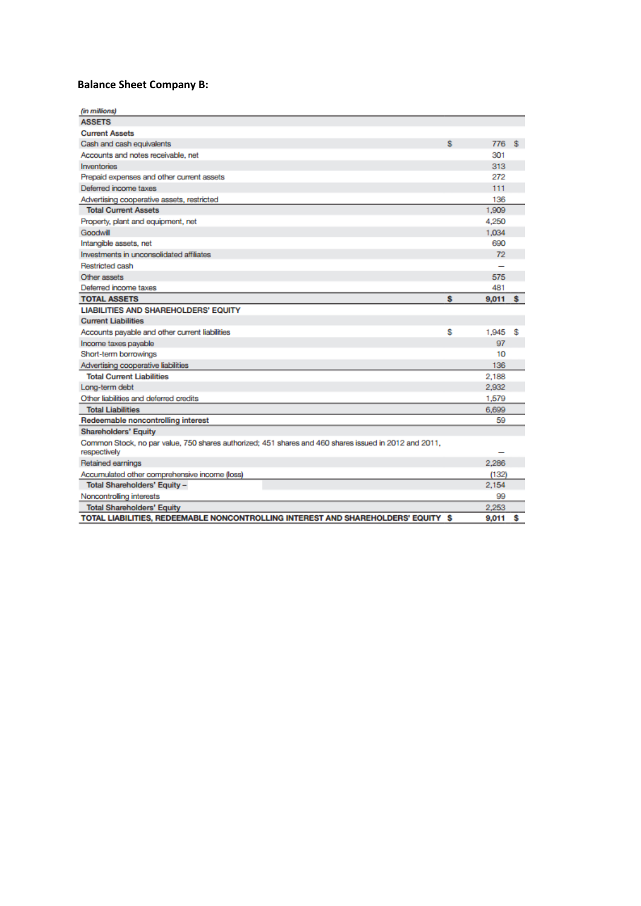**Balance Sheet Company B:**

| *(in millions)* | | | |
|---|---|---|---|
| **ASSETS** | | | |
| **Current Assets** | | | |
| Cash and cash equivalents | $ | 776 | $ |
| Accounts and notes receivable, net | | 301 | |
| Inventories | | 313 | |
| Prepaid expenses and other current assets | | 272 | |
| Deferred income taxes | | 111 | |
| Advertising cooperative assets, restricted | | 136 | |
| **Total Current Assets** | | 1,909 | |
| Property, plant and equipment, net | | 4,250 | |
| Goodwill | | 1,034 | |
| Intangible assets, net | | 690 | |
| Investments in unconsolidated affiliates | | 72 | |
| Restricted cash | | – | |
| Other assets | | 575 | |
| Deferred income taxes | | 481 | |
| **TOTAL ASSETS** | **$** | **9,011** | **$** |
| **LIABILITIES AND SHAREHOLDERS' EQUITY** | | | |
| **Current Liabilities** | | | |
| Accounts payable and other current liabilities | $ | 1,945 | $ |
| Income taxes payable | | 97 | |
| Short-term borrowings | | 10 | |
| Advertising cooperative liabilities | | 136 | |
| **Total Current Liabilities** | | 2,188 | |
| Long-term debt | | 2,932 | |
| Other liabilities and deferred credits | | 1,579 | |
| **Total Liabilities** | | 6,699 | |
| **Redeemable noncontrolling interest** | | 59 | |
| **Shareholders' Equity** | | | |
| Common Stock, no par value, 750 shares authorized; 451 shares and 460 shares issued in 2012 and 2011, respectively | | – | |
| Retained earnings | | 2,286 | |
| Accumulated other comprehensive income (loss) | | (132) | |
| **Total Shareholders' Equity –** | | 2,154 | |
| Noncontrolling interests | | 99 | |
| **Total Shareholders' Equity** | | 2,253 | |
| **TOTAL LIABILITIES, REDEEMABLE NONCONTROLLING INTEREST AND SHAREHOLDERS' EQUITY** | **$** | **9,011** | **$** |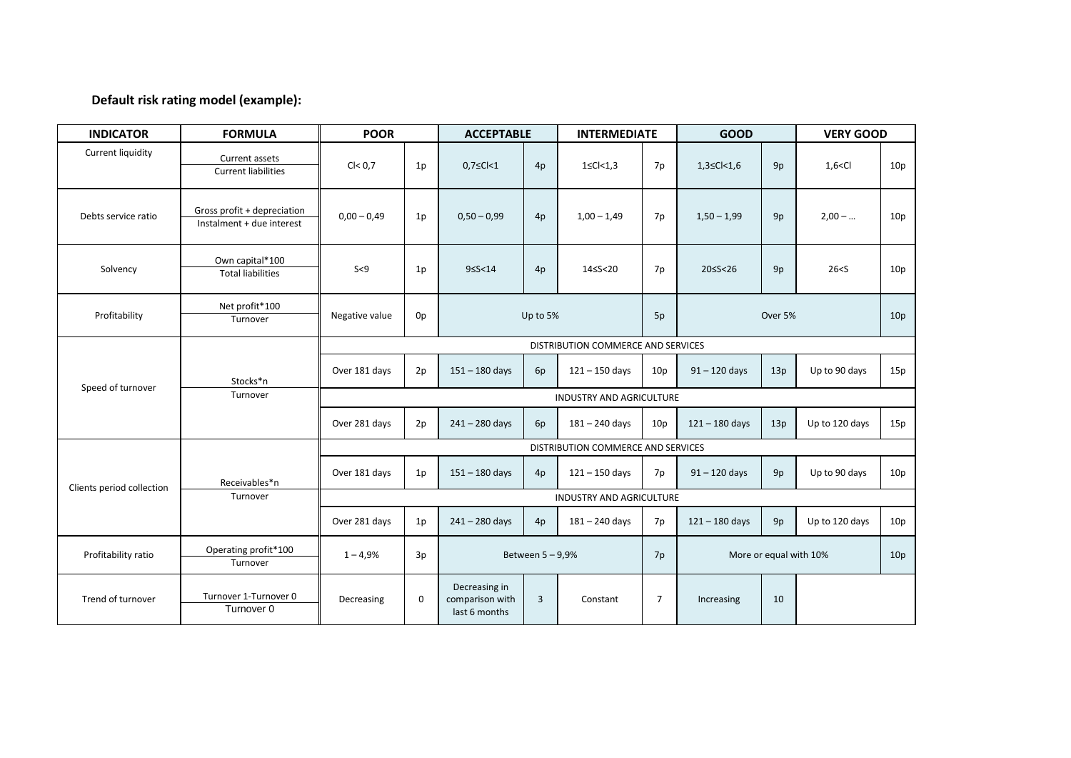**Default risk rating model (example):**

| INDICATOR | FORMULA | POOR | | ACCEPTABLE | | INTERMEDIATE | | GOOD | | VERY GOOD | |
|---|---|---|---|---|---|---|---|---|---|---|---|
| Current liquidity | Current assets / Current liabilities | Cl< 0,7 | 1p | 0,7≤Cl<1 | 4p | 1≤Cl<1,3 | 7p | 1,3≤Cl<1,6 | 9p | 1,6<Cl | 10p |
| Debts service ratio | Gross profit + depreciation / Instalment + due interest | 0,00 – 0,49 | 1p | 0,50 – 0,99 | 4p | 1,00 – 1,49 | 7p | 1,50 – 1,99 | 9p | 2,00 – … | 10p |
| Solvency | Own capital*100 / Total liabilities | S<9 | 1p | 9≤S<14 | 4p | 14≤S<20 | 7p | 20≤S<26 | 9p | 26<S | 10p |
| Profitability | Net profit*100 / Turnover | Negative value | 0p | Up to 5% | | | 5p | Over 5% | | | 10p |
| Speed of turnover | Stocks*n / Turnover | DISTRIBUTION COMMERCE AND SERVICES | | | | | | | | | |
| | | Over 181 days | 2p | 151 – 180 days | 6p | 121 – 150 days | 10p | 91 – 120 days | 13p | Up to 90 days | 15p |
| | | INDUSTRY AND AGRICULTURE | | | | | | | | | |
| | | Over 281 days | 2p | 241 – 280 days | 6p | 181 – 240 days | 10p | 121 – 180 days | 13p | Up to 120 days | 15p |
| Clients period collection | Receivables*n / Turnover | DISTRIBUTION COMMERCE AND SERVICES | | | | | | | | | |
| | | Over 181 days | 1p | 151 – 180 days | 4p | 121 – 150 days | 7p | 91 – 120 days | 9p | Up to 90 days | 10p |
| | | INDUSTRY AND AGRICULTURE | | | | | | | | | |
| | | Over 281 days | 1p | 241 – 280 days | 4p | 181 – 240 days | 7p | 121 – 180 days | 9p | Up to 120 days | 10p |
| Profitability ratio | Operating profit*100 / Turnover | 1 – 4,9% | 3p | Between 5 – 9,9% | | | 7p | More or equal with 10% | | | 10p |
| Trend of turnover | Turnover 1-Turnover 0 / Turnover 0 | Decreasing | 0 | Decreasing in comparison with last 6 months | 3 | Constant | 7 | Increasing | 10 | | |